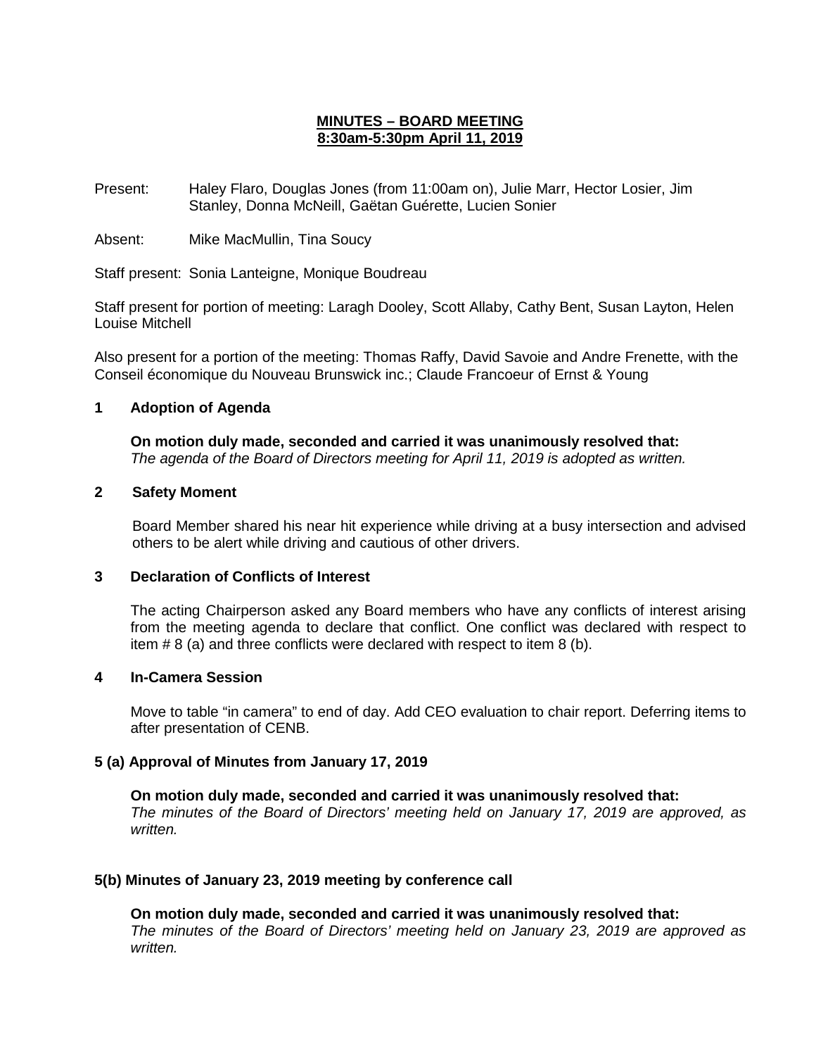# MINUTES – BOARD MEETING
## 8:30am-5:30pm April 11, 2019

Present: Haley Flaro, Douglas Jones (from 11:00am on), Julie Marr, Hector Losier, Jim Stanley, Donna McNeill, Gaëtan Guérette, Lucien Sonier

Absent: Mike MacMullin, Tina Soucy

Staff present: Sonia Lanteigne, Monique Boudreau

Staff present for portion of meeting: Laragh Dooley, Scott Allaby, Cathy Bent, Susan Layton, Helen Louise Mitchell

Also present for a portion of the meeting: Thomas Raffy, David Savoie and Andre Frenette, with the Conseil économique du Nouveau Brunswick inc.; Claude Francoeur of Ernst & Young

### 1 Adoption of Agenda

**On motion duly made, seconded and carried it was unanimously resolved that:**
*The agenda of the Board of Directors meeting for April 11, 2019 is adopted as written.*

### 2 Safety Moment

Board Member shared his near hit experience while driving at a busy intersection and advised others to be alert while driving and cautious of other drivers.

### 3 Declaration of Conflicts of Interest

The acting Chairperson asked any Board members who have any conflicts of interest arising from the meeting agenda to declare that conflict. One conflict was declared with respect to item # 8 (a) and three conflicts were declared with respect to item 8 (b).

### 4 In-Camera Session

Move to table "in camera" to end of day. Add CEO evaluation to chair report. Deferring items to after presentation of CENB.

### 5 (a) Approval of Minutes from January 17, 2019

**On motion duly made, seconded and carried it was unanimously resolved that:**
*The minutes of the Board of Directors' meeting held on January 17, 2019 are approved, as written.*

### 5(b) Minutes of January 23, 2019 meeting by conference call

**On motion duly made, seconded and carried it was unanimously resolved that:**
*The minutes of the Board of Directors' meeting held on January 23, 2019 are approved as written.*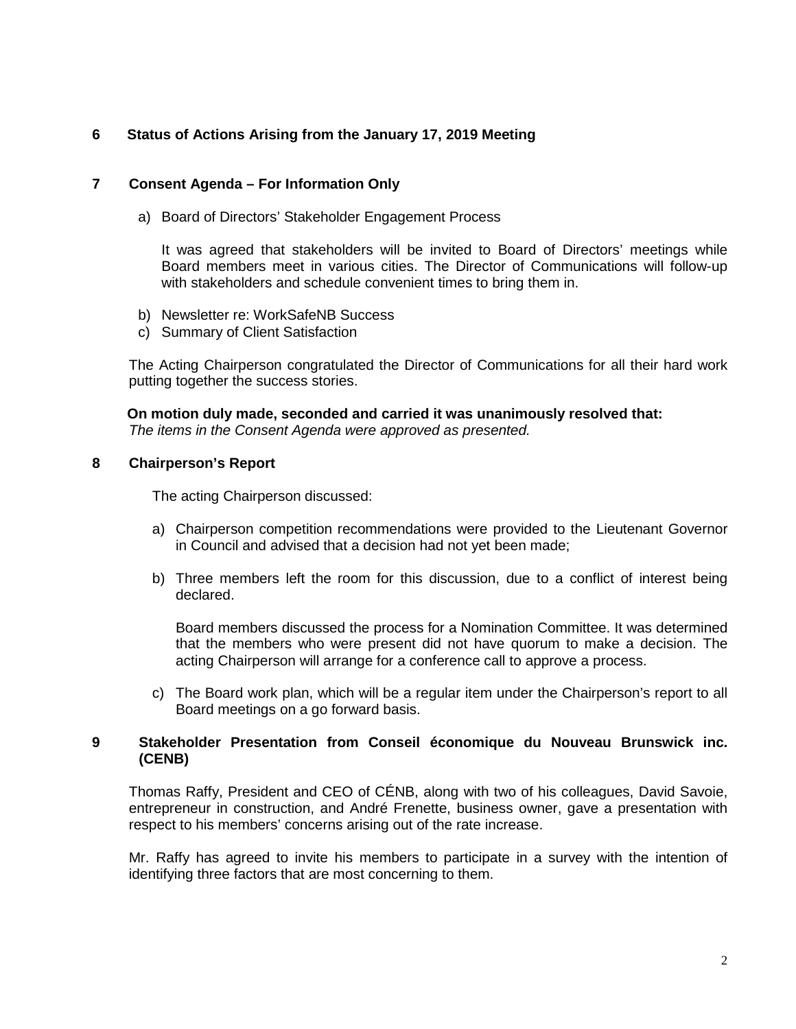## 6 Status of Actions Arising from the January 17, 2019 Meeting

## 7 Consent Agenda – For Information Only

a) Board of Directors' Stakeholder Engagement Process

It was agreed that stakeholders will be invited to Board of Directors' meetings while Board members meet in various cities. The Director of Communications will follow-up with stakeholders and schedule convenient times to bring them in.

b) Newsletter re: WorkSafeNB Success
c) Summary of Client Satisfaction

The Acting Chairperson congratulated the Director of Communications for all their hard work putting together the success stories.

**On motion duly made, seconded and carried it was unanimously resolved that:**
*The items in the Consent Agenda were approved as presented.*

## 8 Chairperson's Report

The acting Chairperson discussed:

a) Chairperson competition recommendations were provided to the Lieutenant Governor in Council and advised that a decision had not yet been made;

b) Three members left the room for this discussion, due to a conflict of interest being declared.

   Board members discussed the process for a Nomination Committee. It was determined that the members who were present did not have quorum to make a decision. The acting Chairperson will arrange for a conference call to approve a process.

c) The Board work plan, which will be a regular item under the Chairperson's report to all Board meetings on a go forward basis.

## 9 Stakeholder Presentation from Conseil économique du Nouveau Brunswick inc. (CENB)

Thomas Raffy, President and CEO of CÉNB, along with two of his colleagues, David Savoie, entrepreneur in construction, and André Frenette, business owner, gave a presentation with respect to his members' concerns arising out of the rate increase.

Mr. Raffy has agreed to invite his members to participate in a survey with the intention of identifying three factors that are most concerning to them.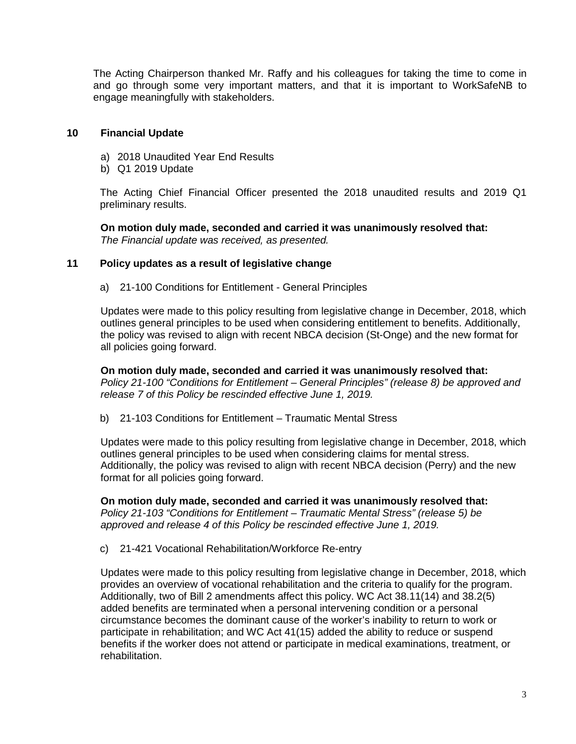The Acting Chairperson thanked Mr. Raffy and his colleagues for taking the time to come in and go through some very important matters, and that it is important to WorkSafeNB to engage meaningfully with stakeholders.

## 10 Financial Update

a) 2018 Unaudited Year End Results
b) Q1 2019 Update

The Acting Chief Financial Officer presented the 2018 unaudited results and 2019 Q1 preliminary results.

**On motion duly made, seconded and carried it was unanimously resolved that:**
*The Financial update was received, as presented.*

## 11 Policy updates as a result of legislative change

a) 21-100 Conditions for Entitlement - General Principles

Updates were made to this policy resulting from legislative change in December, 2018, which outlines general principles to be used when considering entitlement to benefits. Additionally, the policy was revised to align with recent NBCA decision (St-Onge) and the new format for all policies going forward.

**On motion duly made, seconded and carried it was unanimously resolved that:**
*Policy 21-100 "Conditions for Entitlement – General Principles" (release 8) be approved and release 7 of this Policy be rescinded effective June 1, 2019.*

b) 21-103 Conditions for Entitlement – Traumatic Mental Stress

Updates were made to this policy resulting from legislative change in December, 2018, which outlines general principles to be used when considering claims for mental stress. Additionally, the policy was revised to align with recent NBCA decision (Perry) and the new format for all policies going forward.

**On motion duly made, seconded and carried it was unanimously resolved that:**
*Policy 21-103 "Conditions for Entitlement – Traumatic Mental Stress" (release 5) be approved and release 4 of this Policy be rescinded effective June 1, 2019.*

c) 21-421 Vocational Rehabilitation/Workforce Re-entry

Updates were made to this policy resulting from legislative change in December, 2018, which provides an overview of vocational rehabilitation and the criteria to qualify for the program. Additionally, two of Bill 2 amendments affect this policy. WC Act 38.11(14) and 38.2(5) added benefits are terminated when a personal intervening condition or a personal circumstance becomes the dominant cause of the worker's inability to return to work or participate in rehabilitation; and WC Act 41(15) added the ability to reduce or suspend benefits if the worker does not attend or participate in medical examinations, treatment, or rehabilitation.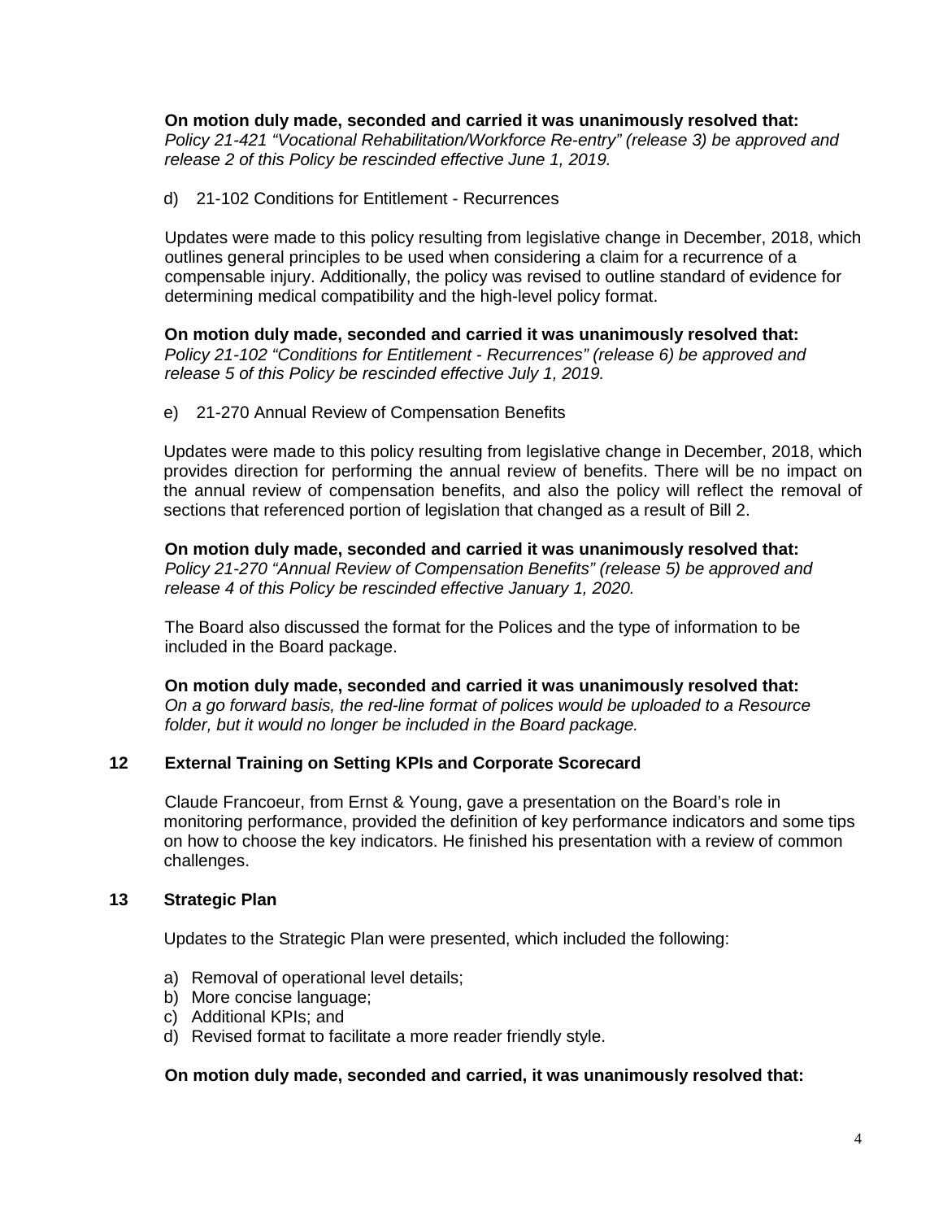**On motion duly made, seconded and carried it was unanimously resolved that:**
*Policy 21-421 "Vocational Rehabilitation/Workforce Re-entry" (release 3) be approved and release 2 of this Policy be rescinded effective June 1, 2019.*

d) 21-102 Conditions for Entitlement - Recurrences

Updates were made to this policy resulting from legislative change in December, 2018, which outlines general principles to be used when considering a claim for a recurrence of a compensable injury. Additionally, the policy was revised to outline standard of evidence for determining medical compatibility and the high-level policy format.

**On motion duly made, seconded and carried it was unanimously resolved that:**
*Policy 21-102 "Conditions for Entitlement - Recurrences" (release 6) be approved and release 5 of this Policy be rescinded effective July 1, 2019.*

e) 21-270 Annual Review of Compensation Benefits

Updates were made to this policy resulting from legislative change in December, 2018, which provides direction for performing the annual review of benefits. There will be no impact on the annual review of compensation benefits, and also the policy will reflect the removal of sections that referenced portion of legislation that changed as a result of Bill 2.

**On motion duly made, seconded and carried it was unanimously resolved that:**
*Policy 21-270 "Annual Review of Compensation Benefits" (release 5) be approved and release 4 of this Policy be rescinded effective January 1, 2020.*

The Board also discussed the format for the Polices and the type of information to be included in the Board package.

**On motion duly made, seconded and carried it was unanimously resolved that:**
*On a go forward basis, the red-line format of polices would be uploaded to a Resource folder, but it would no longer be included in the Board package.*

## 12 External Training on Setting KPIs and Corporate Scorecard

Claude Francoeur, from Ernst & Young, gave a presentation on the Board's role in monitoring performance, provided the definition of key performance indicators and some tips on how to choose the key indicators. He finished his presentation with a review of common challenges.

## 13 Strategic Plan

Updates to the Strategic Plan were presented, which included the following:

a) Removal of operational level details;
b) More concise language;
c) Additional KPIs; and
d) Revised format to facilitate a more reader friendly style.

**On motion duly made, seconded and carried, it was unanimously resolved that:**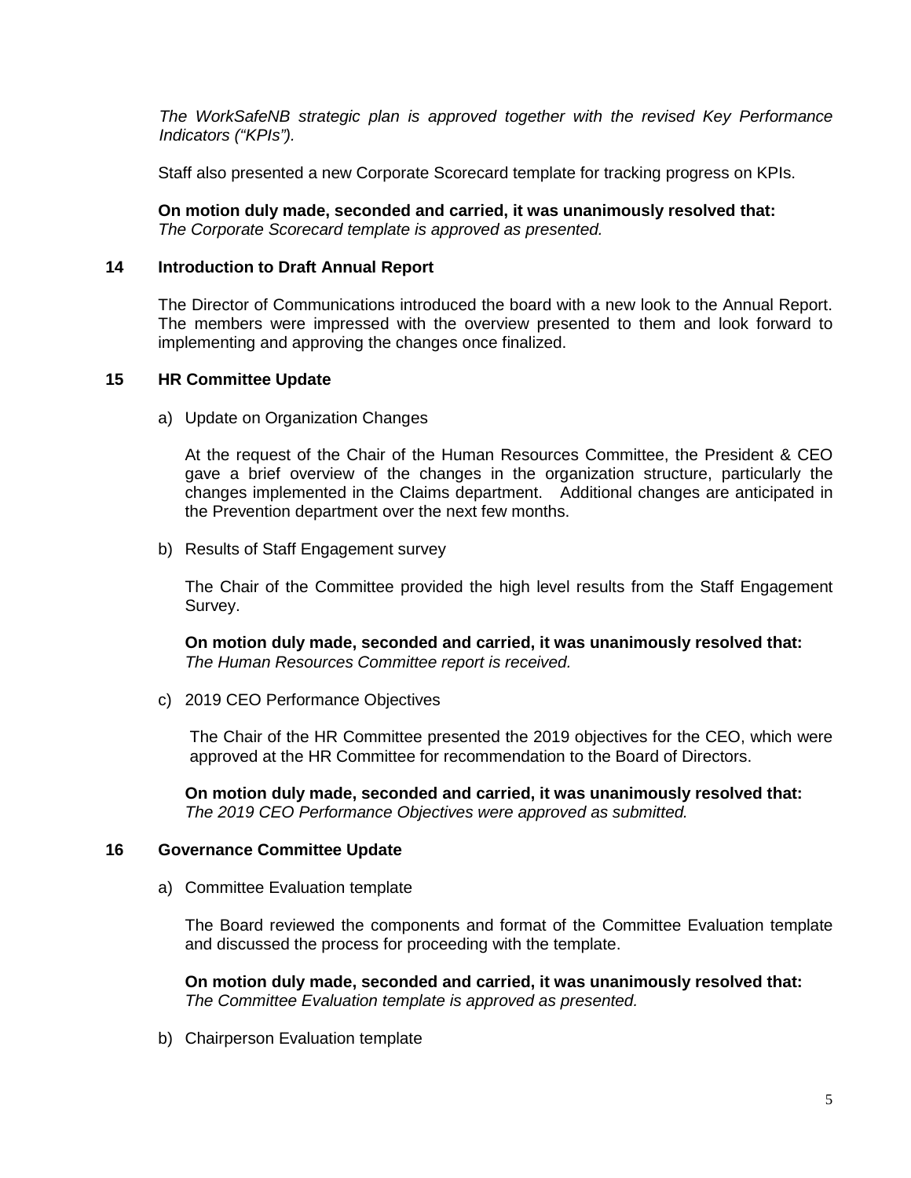*The WorkSafeNB strategic plan is approved together with the revised Key Performance Indicators ("KPIs").*

Staff also presented a new Corporate Scorecard template for tracking progress on KPIs.

**On motion duly made, seconded and carried, it was unanimously resolved that:**
*The Corporate Scorecard template is approved as presented.*

## 14 Introduction to Draft Annual Report

The Director of Communications introduced the board with a new look to the Annual Report. The members were impressed with the overview presented to them and look forward to implementing and approving the changes once finalized.

## 15 HR Committee Update

a) Update on Organization Changes

At the request of the Chair of the Human Resources Committee, the President & CEO gave a brief overview of the changes in the organization structure, particularly the changes implemented in the Claims department. Additional changes are anticipated in the Prevention department over the next few months.

b) Results of Staff Engagement survey

The Chair of the Committee provided the high level results from the Staff Engagement Survey.

**On motion duly made, seconded and carried, it was unanimously resolved that:**
*The Human Resources Committee report is received.*

c) 2019 CEO Performance Objectives

The Chair of the HR Committee presented the 2019 objectives for the CEO, which were approved at the HR Committee for recommendation to the Board of Directors.

**On motion duly made, seconded and carried, it was unanimously resolved that:**
*The 2019 CEO Performance Objectives were approved as submitted.*

## 16 Governance Committee Update

a) Committee Evaluation template

The Board reviewed the components and format of the Committee Evaluation template and discussed the process for proceeding with the template.

**On motion duly made, seconded and carried, it was unanimously resolved that:**
*The Committee Evaluation template is approved as presented.*

b) Chairperson Evaluation template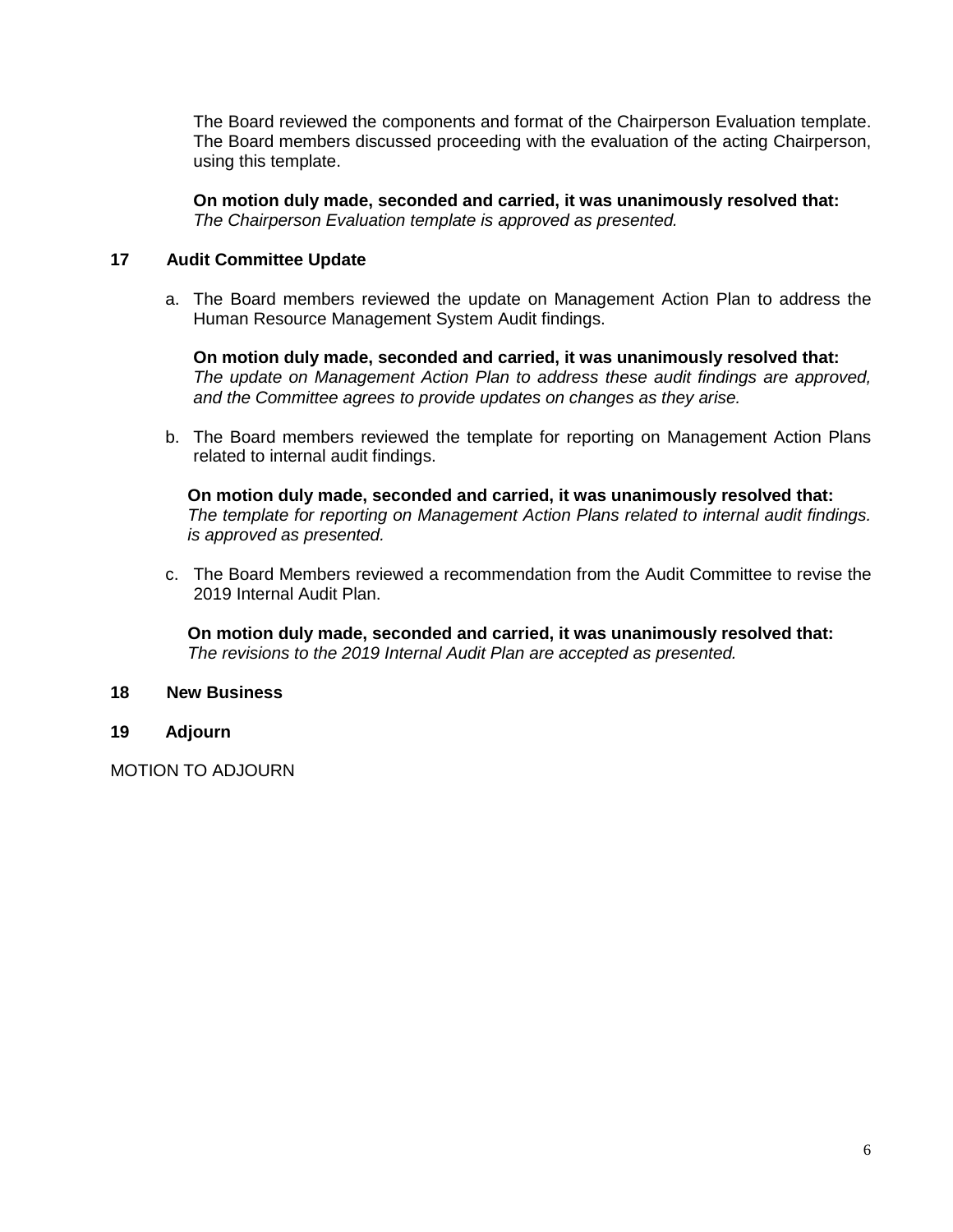The Board reviewed the components and format of the Chairperson Evaluation template. The Board members discussed proceeding with the evaluation of the acting Chairperson, using this template.

**On motion duly made, seconded and carried, it was unanimously resolved that:**
*The Chairperson Evaluation template is approved as presented.*

## 17 Audit Committee Update

a. The Board members reviewed the update on Management Action Plan to address the Human Resource Management System Audit findings.

   **On motion duly made, seconded and carried, it was unanimously resolved that:**
   *The update on Management Action Plan to address these audit findings are approved, and the Committee agrees to provide updates on changes as they arise.*

b. The Board members reviewed the template for reporting on Management Action Plans related to internal audit findings.

   **On motion duly made, seconded and carried, it was unanimously resolved that:**
   *The template for reporting on Management Action Plans related to internal audit findings. is approved as presented.*

c. The Board Members reviewed a recommendation from the Audit Committee to revise the 2019 Internal Audit Plan.

   **On motion duly made, seconded and carried, it was unanimously resolved that:**
   *The revisions to the 2019 Internal Audit Plan are accepted as presented.*

## 18 New Business

## 19 Adjourn

MOTION TO ADJOURN